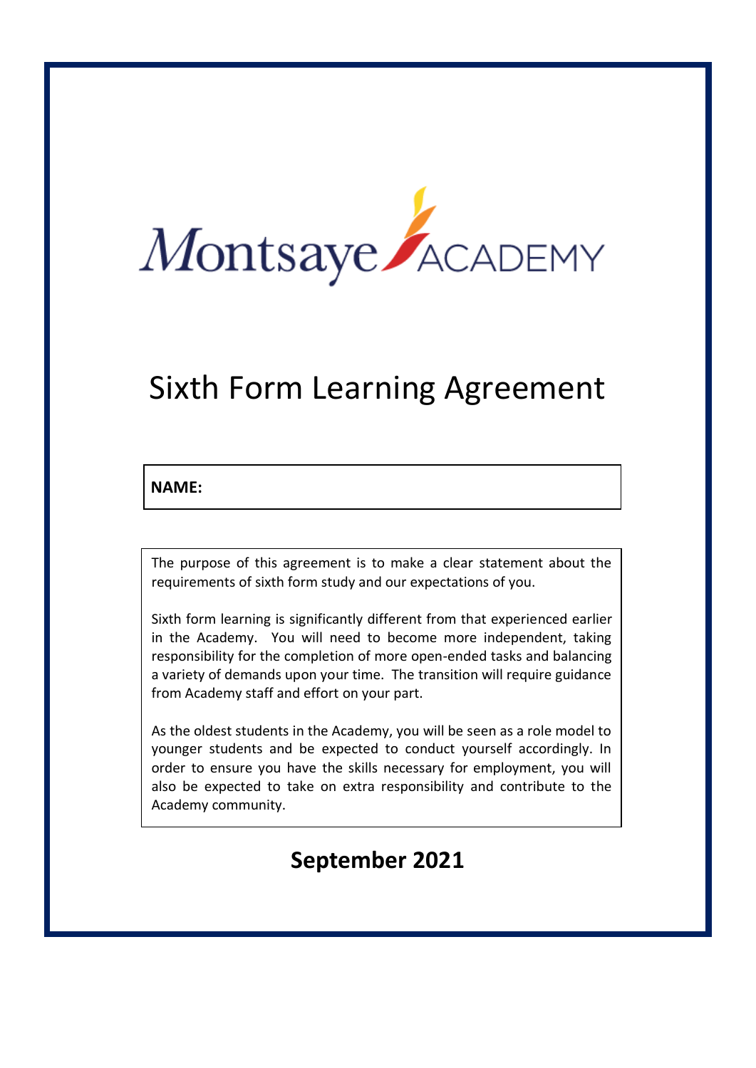Montsaye ACADEMY

# Sixth Form Learning Agreement

**NAME:**

The purpose of this agreement is to make a clear statement about the requirements of sixth form study and our expectations of you.

Sixth form learning is significantly different from that experienced earlier in the Academy. You will need to become more independent, taking responsibility for the completion of more open-ended tasks and balancing a variety of demands upon your time. The transition will require guidance from Academy staff and effort on your part.

As the oldest students in the Academy, you will be seen as a role model to younger students and be expected to conduct yourself accordingly. In order to ensure you have the skills necessary for employment, you will also be expected to take on extra responsibility and contribute to the Academy community.

**September 2021**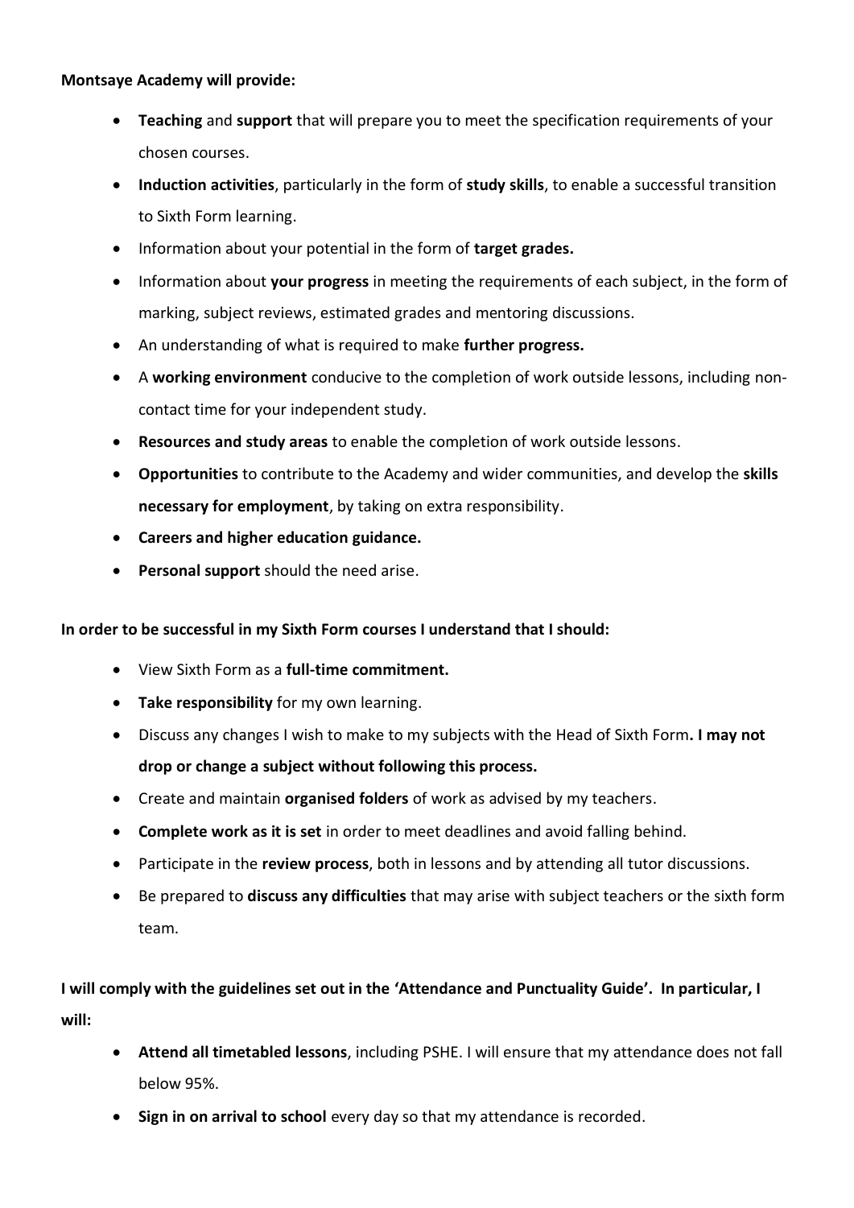**Montsaye Academy will provide:**

- **Teaching** and **support** that will prepare you to meet the specification requirements of your chosen courses.
- **Induction activities**, particularly in the form of **study skills**, to enable a successful transition to Sixth Form learning.
- Information about your potential in the form of **target grades.**
- Information about **your progress** in meeting the requirements of each subject, in the form of marking, subject reviews, estimated grades and mentoring discussions.
- An understanding of what is required to make **further progress.**
- A **working environment** conducive to the completion of work outside lessons, including non-contact time for your independent study.
- **Resources and study areas** to enable the completion of work outside lessons.
- **Opportunities** to contribute to the Academy and wider communities, and develop the **skills necessary for employment**, by taking on extra responsibility.
- **Careers and higher education guidance.**
- **Personal support** should the need arise.

**In order to be successful in my Sixth Form courses I understand that I should:**

- View Sixth Form as a **full-time commitment.**
- **Take responsibility** for my own learning.
- Discuss any changes I wish to make to my subjects with the Head of Sixth Form**. I may not drop or change a subject without following this process.**
- Create and maintain **organised folders** of work as advised by my teachers.
- **Complete work as it is set** in order to meet deadlines and avoid falling behind.
- Participate in the **review process**, both in lessons and by attending all tutor discussions.
- Be prepared to **discuss any difficulties** that may arise with subject teachers or the sixth form team.

**I will comply with the guidelines set out in the 'Attendance and Punctuality Guide'. In particular, I will:**

- **Attend all timetabled lessons**, including PSHE. I will ensure that my attendance does not fall below 95%.
- **Sign in on arrival to school** every day so that my attendance is recorded.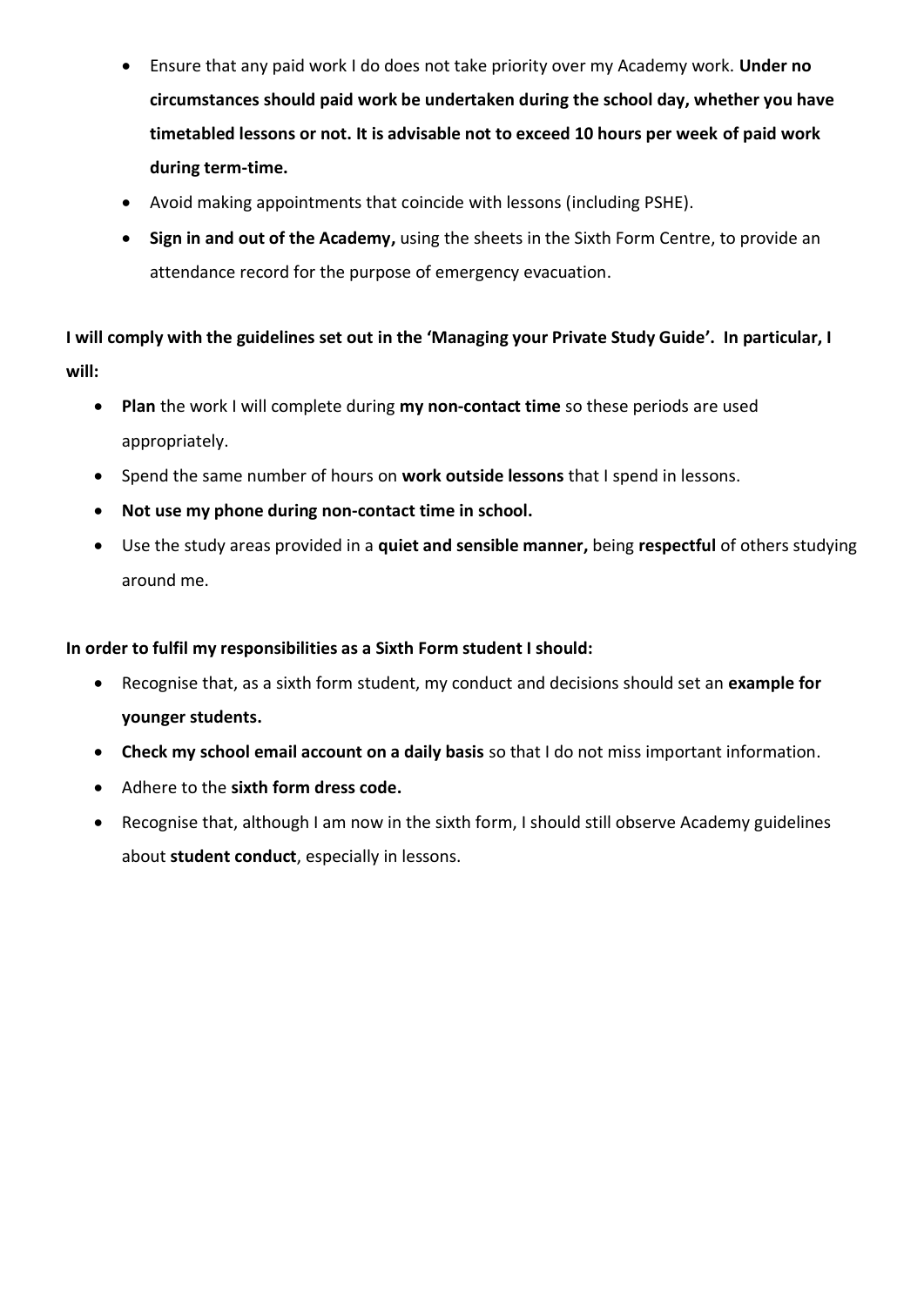- Ensure that any paid work I do does not take priority over my Academy work. **Under no circumstances should paid work be undertaken during the school day, whether you have timetabled lessons or not. It is advisable not to exceed 10 hours per week of paid work during term-time.**
- Avoid making appointments that coincide with lessons (including PSHE).
- **Sign in and out of the Academy,** using the sheets in the Sixth Form Centre, to provide an attendance record for the purpose of emergency evacuation.

**I will comply with the guidelines set out in the 'Managing your Private Study Guide'. In particular, I will:**

- **Plan** the work I will complete during **my non-contact time** so these periods are used appropriately.
- Spend the same number of hours on **work outside lessons** that I spend in lessons.
- **Not use my phone during non-contact time in school.**
- Use the study areas provided in a **quiet and sensible manner,** being **respectful** of others studying around me.

**In order to fulfil my responsibilities as a Sixth Form student I should:**

- Recognise that, as a sixth form student, my conduct and decisions should set an **example for younger students.**
- **Check my school email account on a daily basis** so that I do not miss important information.
- Adhere to the **sixth form dress code.**
- Recognise that, although I am now in the sixth form, I should still observe Academy guidelines about **student conduct**, especially in lessons.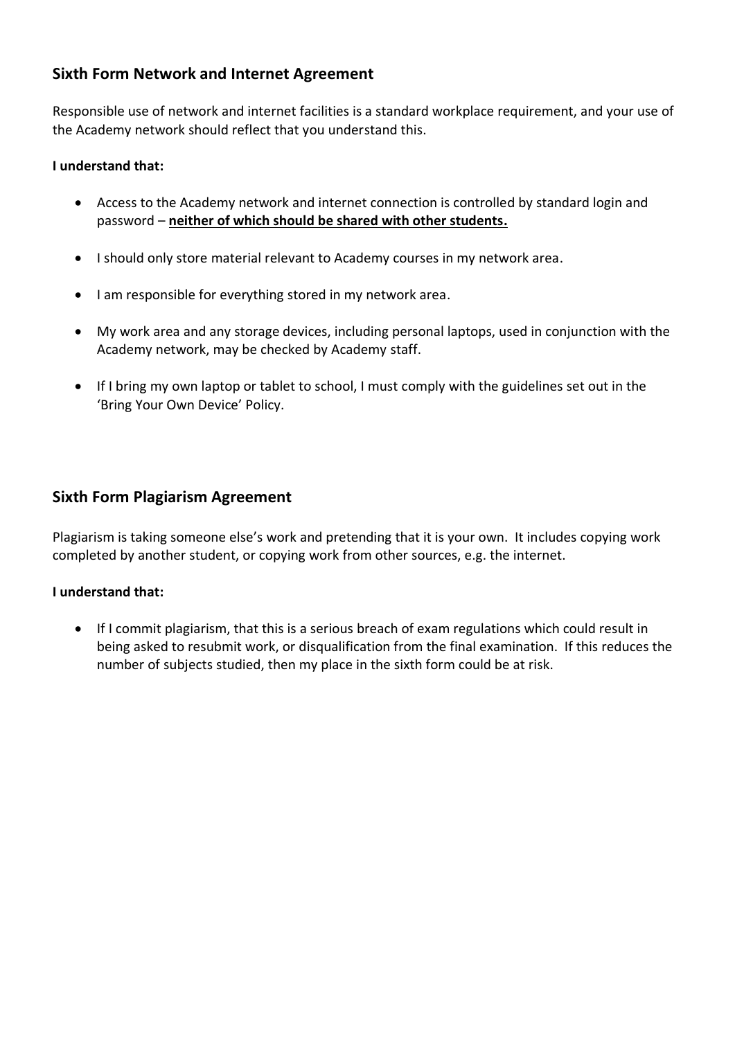## Sixth Form Network and Internet Agreement

Responsible use of network and internet facilities is a standard workplace requirement, and your use of the Academy network should reflect that you understand this.

**I understand that:**

- Access to the Academy network and internet connection is controlled by standard login and password – **<u>neither of which should be shared with other students.</u>**
- I should only store material relevant to Academy courses in my network area.
- I am responsible for everything stored in my network area.
- My work area and any storage devices, including personal laptops, used in conjunction with the Academy network, may be checked by Academy staff.
- If I bring my own laptop or tablet to school, I must comply with the guidelines set out in the 'Bring Your Own Device' Policy.

## Sixth Form Plagiarism Agreement

Plagiarism is taking someone else's work and pretending that it is your own. It includes copying work completed by another student, or copying work from other sources, e.g. the internet.

**I understand that:**

- If I commit plagiarism, that this is a serious breach of exam regulations which could result in being asked to resubmit work, or disqualification from the final examination. If this reduces the number of subjects studied, then my place in the sixth form could be at risk.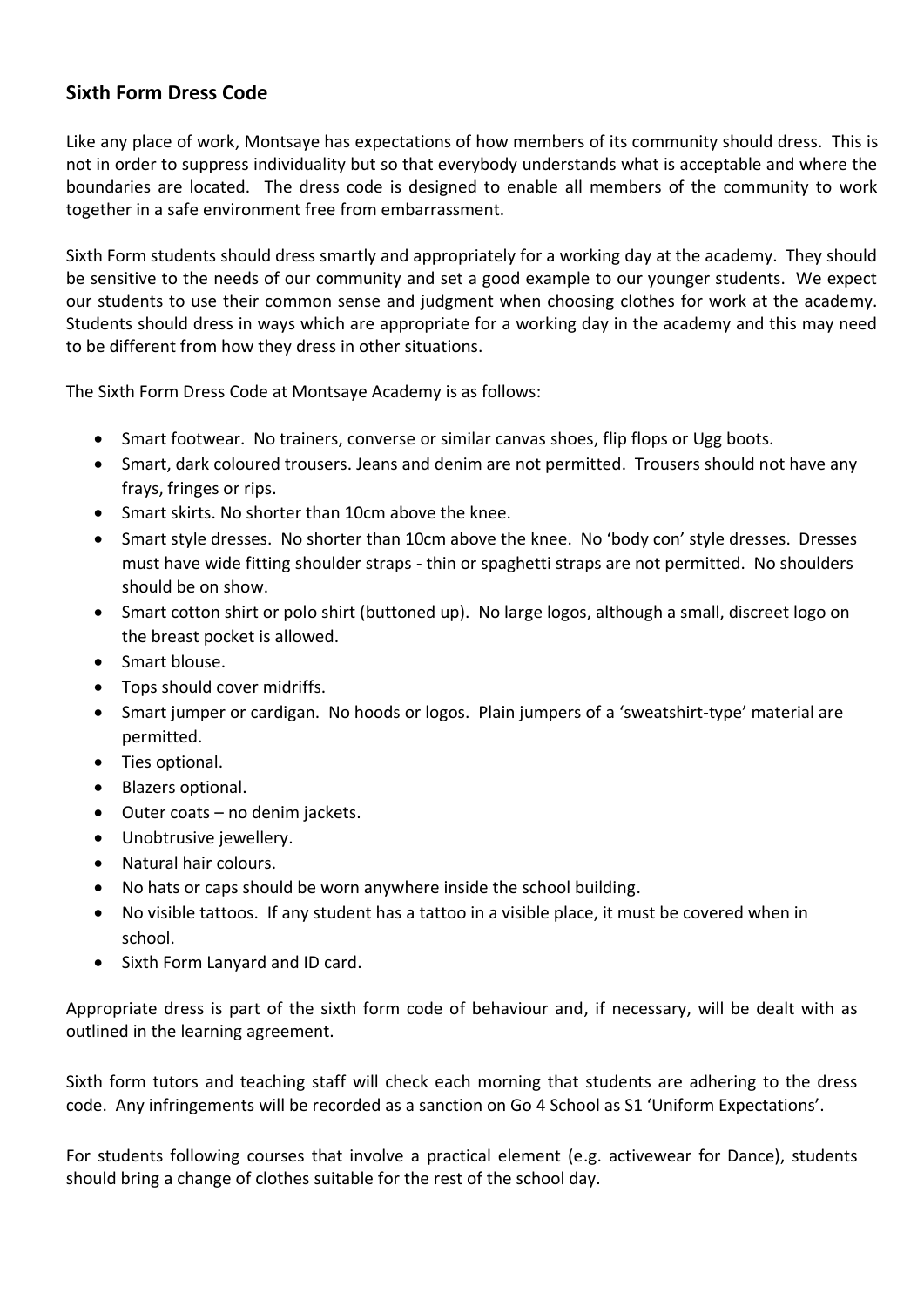## Sixth Form Dress Code

Like any place of work, Montsaye has expectations of how members of its community should dress. This is not in order to suppress individuality but so that everybody understands what is acceptable and where the boundaries are located. The dress code is designed to enable all members of the community to work together in a safe environment free from embarrassment.

Sixth Form students should dress smartly and appropriately for a working day at the academy. They should be sensitive to the needs of our community and set a good example to our younger students. We expect our students to use their common sense and judgment when choosing clothes for work at the academy. Students should dress in ways which are appropriate for a working day in the academy and this may need to be different from how they dress in other situations.

The Sixth Form Dress Code at Montsaye Academy is as follows:

- Smart footwear. No trainers, converse or similar canvas shoes, flip flops or Ugg boots.
- Smart, dark coloured trousers. Jeans and denim are not permitted. Trousers should not have any frays, fringes or rips.
- Smart skirts. No shorter than 10cm above the knee.
- Smart style dresses. No shorter than 10cm above the knee. No 'body con' style dresses. Dresses must have wide fitting shoulder straps - thin or spaghetti straps are not permitted. No shoulders should be on show.
- Smart cotton shirt or polo shirt (buttoned up). No large logos, although a small, discreet logo on the breast pocket is allowed.
- Smart blouse.
- Tops should cover midriffs.
- Smart jumper or cardigan. No hoods or logos. Plain jumpers of a 'sweatshirt-type' material are permitted.
- Ties optional.
- Blazers optional.
- Outer coats – no denim jackets.
- Unobtrusive jewellery.
- Natural hair colours.
- No hats or caps should be worn anywhere inside the school building.
- No visible tattoos. If any student has a tattoo in a visible place, it must be covered when in school.
- Sixth Form Lanyard and ID card.

Appropriate dress is part of the sixth form code of behaviour and, if necessary, will be dealt with as outlined in the learning agreement.

Sixth form tutors and teaching staff will check each morning that students are adhering to the dress code. Any infringements will be recorded as a sanction on Go 4 School as S1 'Uniform Expectations'.

For students following courses that involve a practical element (e.g. activewear for Dance), students should bring a change of clothes suitable for the rest of the school day.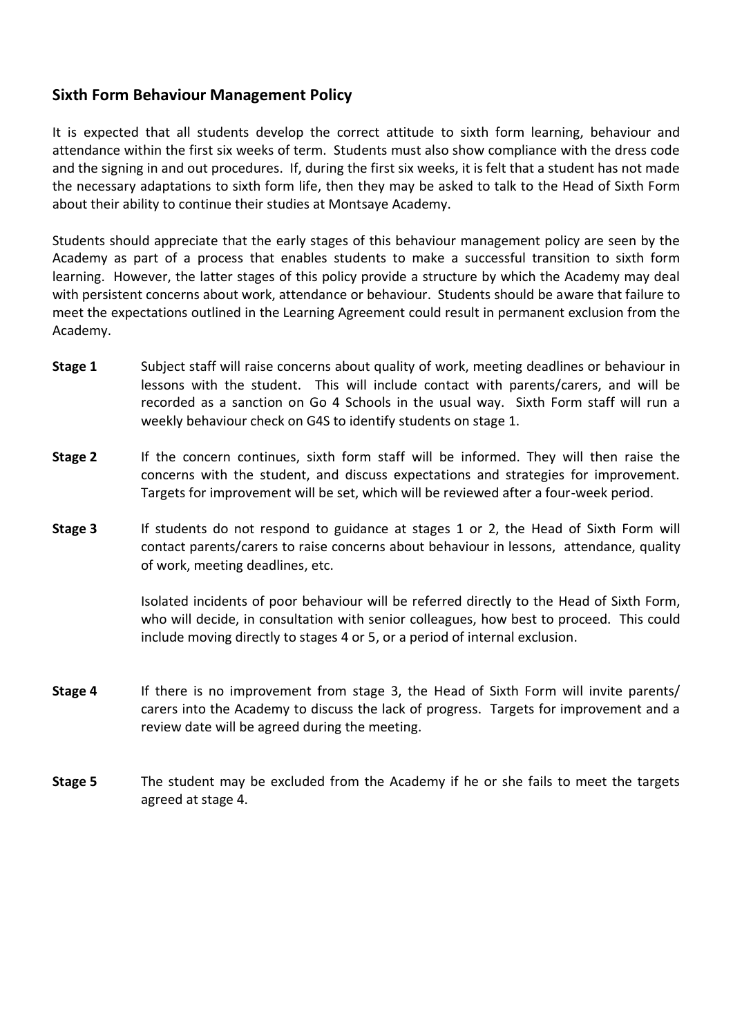## Sixth Form Behaviour Management Policy

It is expected that all students develop the correct attitude to sixth form learning, behaviour and attendance within the first six weeks of term. Students must also show compliance with the dress code and the signing in and out procedures. If, during the first six weeks, it is felt that a student has not made the necessary adaptations to sixth form life, then they may be asked to talk to the Head of Sixth Form about their ability to continue their studies at Montsaye Academy.

Students should appreciate that the early stages of this behaviour management policy are seen by the Academy as part of a process that enables students to make a successful transition to sixth form learning. However, the latter stages of this policy provide a structure by which the Academy may deal with persistent concerns about work, attendance or behaviour. Students should be aware that failure to meet the expectations outlined in the Learning Agreement could result in permanent exclusion from the Academy.

**Stage 1** Subject staff will raise concerns about quality of work, meeting deadlines or behaviour in lessons with the student. This will include contact with parents/carers, and will be recorded as a sanction on Go 4 Schools in the usual way. Sixth Form staff will run a weekly behaviour check on G4S to identify students on stage 1.

**Stage 2** If the concern continues, sixth form staff will be informed. They will then raise the concerns with the student, and discuss expectations and strategies for improvement. Targets for improvement will be set, which will be reviewed after a four-week period.

**Stage 3** If students do not respond to guidance at stages 1 or 2, the Head of Sixth Form will contact parents/carers to raise concerns about behaviour in lessons, attendance, quality of work, meeting deadlines, etc.

Isolated incidents of poor behaviour will be referred directly to the Head of Sixth Form, who will decide, in consultation with senior colleagues, how best to proceed. This could include moving directly to stages 4 or 5, or a period of internal exclusion.

**Stage 4** If there is no improvement from stage 3, the Head of Sixth Form will invite parents/ carers into the Academy to discuss the lack of progress. Targets for improvement and a review date will be agreed during the meeting.

**Stage 5** The student may be excluded from the Academy if he or she fails to meet the targets agreed at stage 4.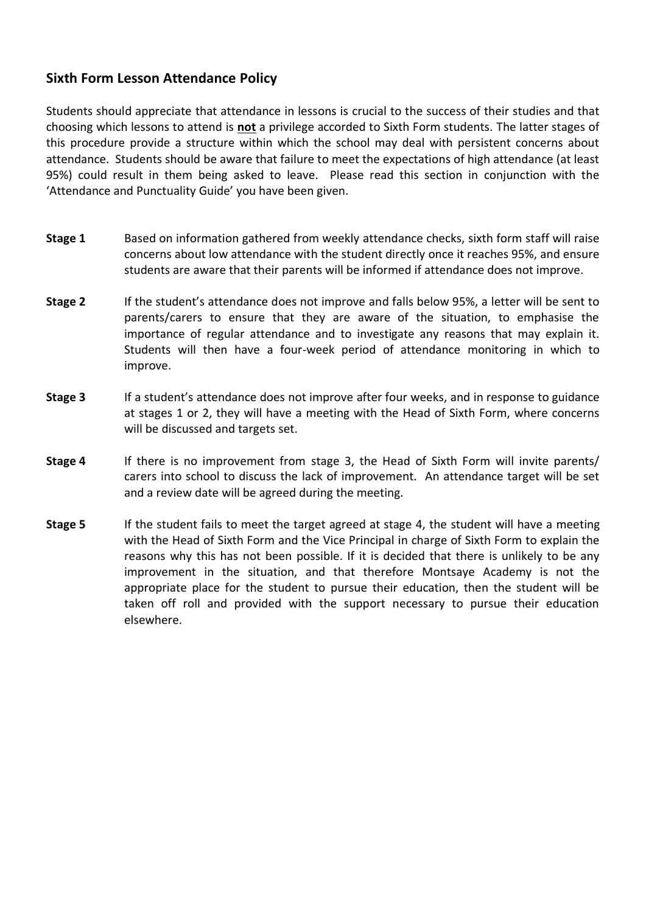## Sixth Form Lesson Attendance Policy

Students should appreciate that attendance in lessons is crucial to the success of their studies and that choosing which lessons to attend is **not** a privilege accorded to Sixth Form students. The latter stages of this procedure provide a structure within which the school may deal with persistent concerns about attendance. Students should be aware that failure to meet the expectations of high attendance (at least 95%) could result in them being asked to leave. Please read this section in conjunction with the 'Attendance and Punctuality Guide' you have been given.

**Stage 1** Based on information gathered from weekly attendance checks, sixth form staff will raise concerns about low attendance with the student directly once it reaches 95%, and ensure students are aware that their parents will be informed if attendance does not improve.

**Stage 2** If the student's attendance does not improve and falls below 95%, a letter will be sent to parents/carers to ensure that they are aware of the situation, to emphasise the importance of regular attendance and to investigate any reasons that may explain it. Students will then have a four-week period of attendance monitoring in which to improve.

**Stage 3** If a student's attendance does not improve after four weeks, and in response to guidance at stages 1 or 2, they will have a meeting with the Head of Sixth Form, where concerns will be discussed and targets set.

**Stage 4** If there is no improvement from stage 3, the Head of Sixth Form will invite parents/ carers into school to discuss the lack of improvement. An attendance target will be set and a review date will be agreed during the meeting.

**Stage 5** If the student fails to meet the target agreed at stage 4, the student will have a meeting with the Head of Sixth Form and the Vice Principal in charge of Sixth Form to explain the reasons why this has not been possible. If it is decided that there is unlikely to be any improvement in the situation, and that therefore Montsaye Academy is not the appropriate place for the student to pursue their education, then the student will be taken off roll and provided with the support necessary to pursue their education elsewhere.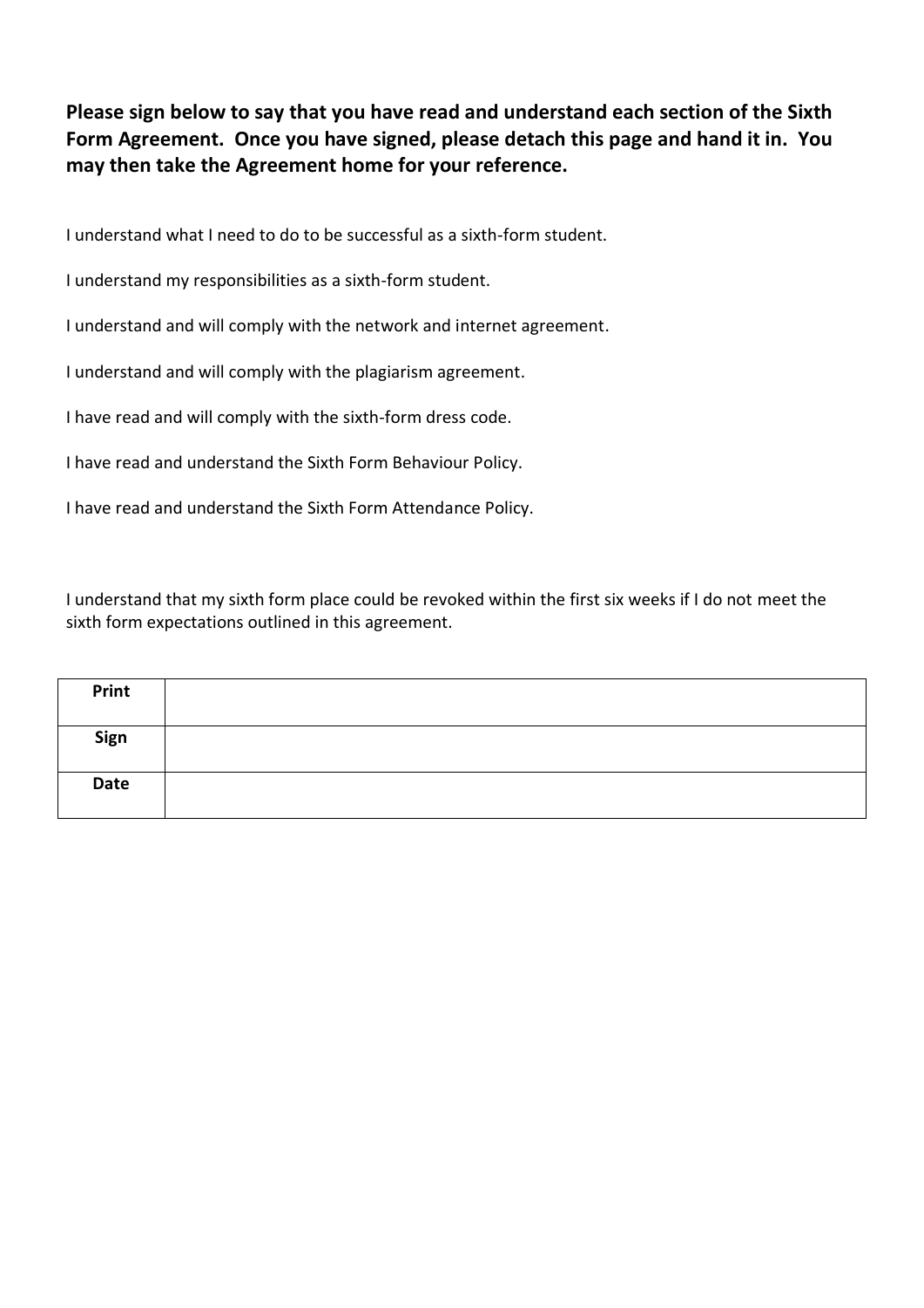**Please sign below to say that you have read and understand each section of the Sixth Form Agreement. Once you have signed, please detach this page and hand it in. You may then take the Agreement home for your reference.**

I understand what I need to do to be successful as a sixth-form student.

I understand my responsibilities as a sixth-form student.

I understand and will comply with the network and internet agreement.

I understand and will comply with the plagiarism agreement.

I have read and will comply with the sixth-form dress code.

I have read and understand the Sixth Form Behaviour Policy.

I have read and understand the Sixth Form Attendance Policy.

I understand that my sixth form place could be revoked within the first six weeks if I do not meet the sixth form expectations outlined in this agreement.

| | |
|---|---|
| **Print** | |
| **Sign** | |
| **Date** | |